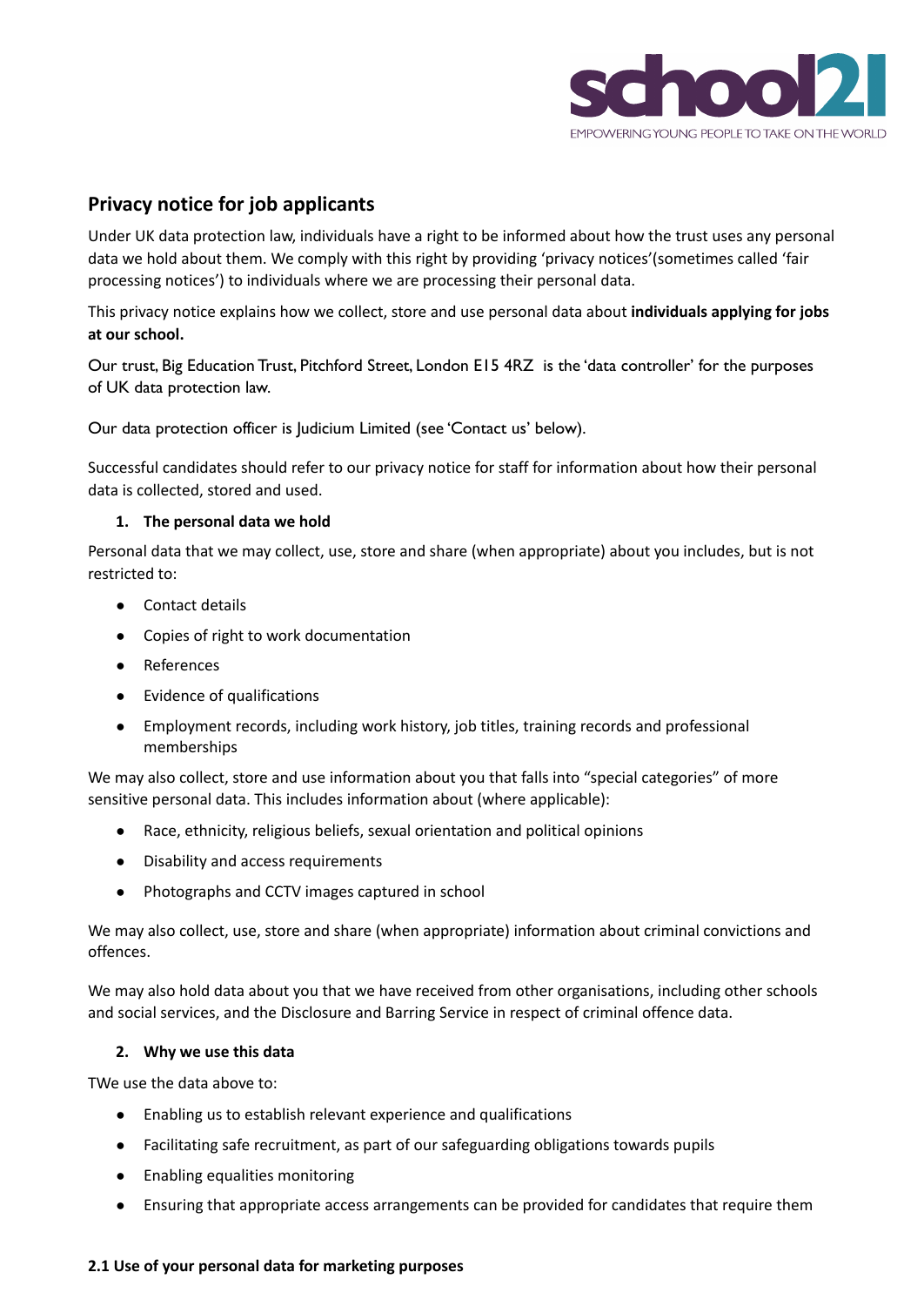## Privacy notice for job applicants

Under UK data protection law, individuals have a right to be informed about how the trust uses any personal data we hold about them. We comply with this right by providing 'privacy notices'(sometimes called 'fair processing notices') to individuals where we are processing their personal data.

This privacy notice explains how we collect, store and use personal data about **individuals applying for jobs at our school.**

Our trust, Big Education Trust, Pitchford Street, London E15 4RZ is the 'data controller' for the purposes of UK data protection law.

Our data protection officer is Judicium Limited (see 'Contact us' below).

Successful candidates should refer to our privacy notice for staff for information about how their personal data is collected, stored and used.

### 1. The personal data we hold

Personal data that we may collect, use, store and share (when appropriate) about you includes, but is not restricted to:

- Contact details
- Copies of right to work documentation
- References
- Evidence of qualifications
- Employment records, including work history, job titles, training records and professional memberships

We may also collect, store and use information about you that falls into "special categories" of more sensitive personal data. This includes information about (where applicable):

- Race, ethnicity, religious beliefs, sexual orientation and political opinions
- Disability and access requirements
- Photographs and CCTV images captured in school

We may also collect, use, store and share (when appropriate) information about criminal convictions and offences.

We may also hold data about you that we have received from other organisations, including other schools and social services, and the Disclosure and Barring Service in respect of criminal offence data.

### 2. Why we use this data

TWe use the data above to:

- Enabling us to establish relevant experience and qualifications
- Facilitating safe recruitment, as part of our safeguarding obligations towards pupils
- Enabling equalities monitoring
- Ensuring that appropriate access arrangements can be provided for candidates that require them

#### 2.1 Use of your personal data for marketing purposes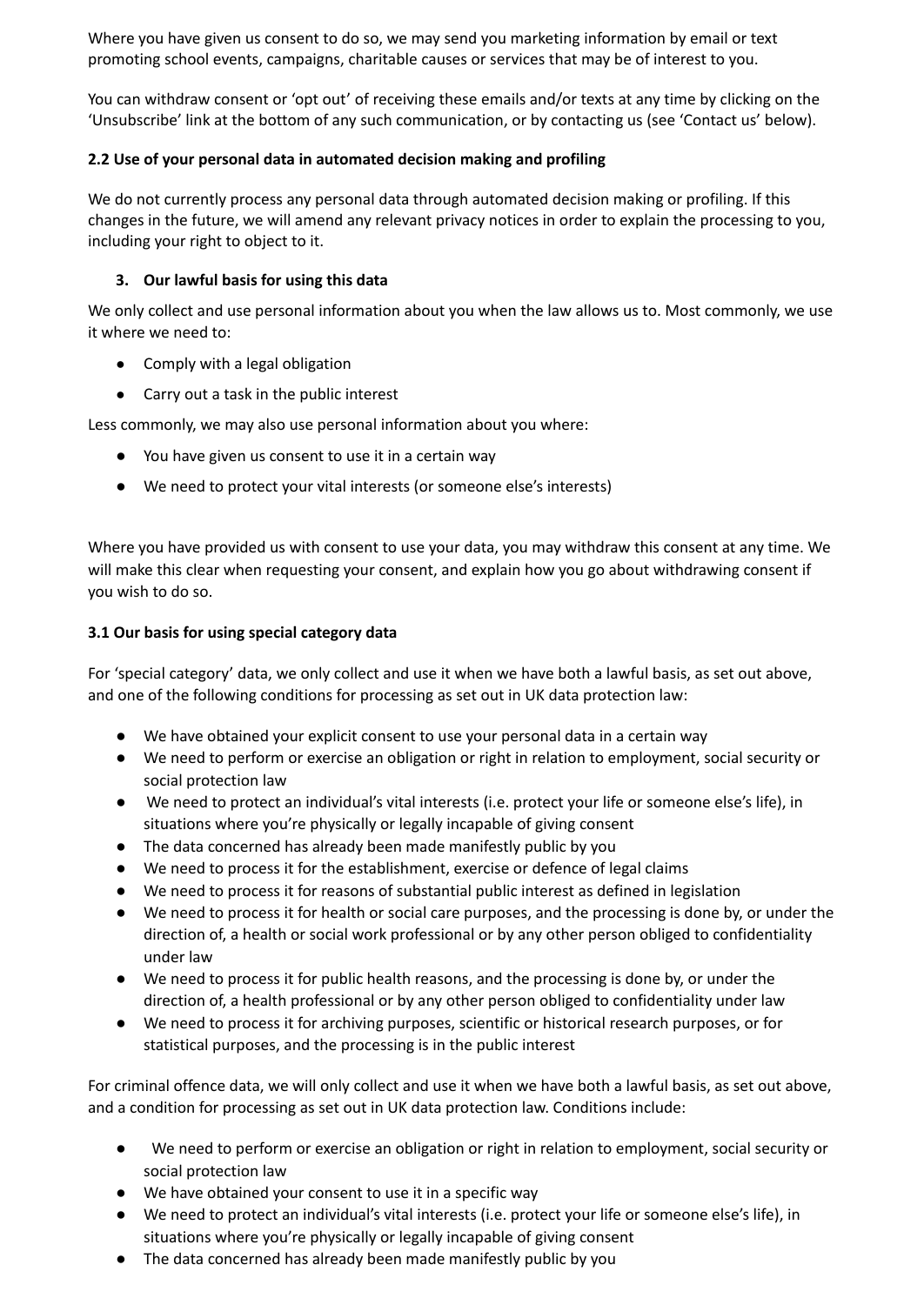Where you have given us consent to do so, we may send you marketing information by email or text promoting school events, campaigns, charitable causes or services that may be of interest to you.

You can withdraw consent or 'opt out' of receiving these emails and/or texts at any time by clicking on the 'Unsubscribe' link at the bottom of any such communication, or by contacting us (see 'Contact us' below).

### 2.2 Use of your personal data in automated decision making and profiling

We do not currently process any personal data through automated decision making or profiling. If this changes in the future, we will amend any relevant privacy notices in order to explain the processing to you, including your right to object to it.

## 3. Our lawful basis for using this data

We only collect and use personal information about you when the law allows us to. Most commonly, we use it where we need to:

- Comply with a legal obligation
- Carry out a task in the public interest

Less commonly, we may also use personal information about you where:

- You have given us consent to use it in a certain way
- We need to protect your vital interests (or someone else's interests)

Where you have provided us with consent to use your data, you may withdraw this consent at any time. We will make this clear when requesting your consent, and explain how you go about withdrawing consent if you wish to do so.

### 3.1 Our basis for using special category data

For 'special category' data, we only collect and use it when we have both a lawful basis, as set out above, and one of the following conditions for processing as set out in UK data protection law:

- We have obtained your explicit consent to use your personal data in a certain way
- We need to perform or exercise an obligation or right in relation to employment, social security or social protection law
- We need to protect an individual's vital interests (i.e. protect your life or someone else's life), in situations where you're physically or legally incapable of giving consent
- The data concerned has already been made manifestly public by you
- We need to process it for the establishment, exercise or defence of legal claims
- We need to process it for reasons of substantial public interest as defined in legislation
- We need to process it for health or social care purposes, and the processing is done by, or under the direction of, a health or social work professional or by any other person obliged to confidentiality under law
- We need to process it for public health reasons, and the processing is done by, or under the direction of, a health professional or by any other person obliged to confidentiality under law
- We need to process it for archiving purposes, scientific or historical research purposes, or for statistical purposes, and the processing is in the public interest

For criminal offence data, we will only collect and use it when we have both a lawful basis, as set out above, and a condition for processing as set out in UK data protection law. Conditions include:

- We need to perform or exercise an obligation or right in relation to employment, social security or social protection law
- We have obtained your consent to use it in a specific way
- We need to protect an individual's vital interests (i.e. protect your life or someone else's life), in situations where you're physically or legally incapable of giving consent
- The data concerned has already been made manifestly public by you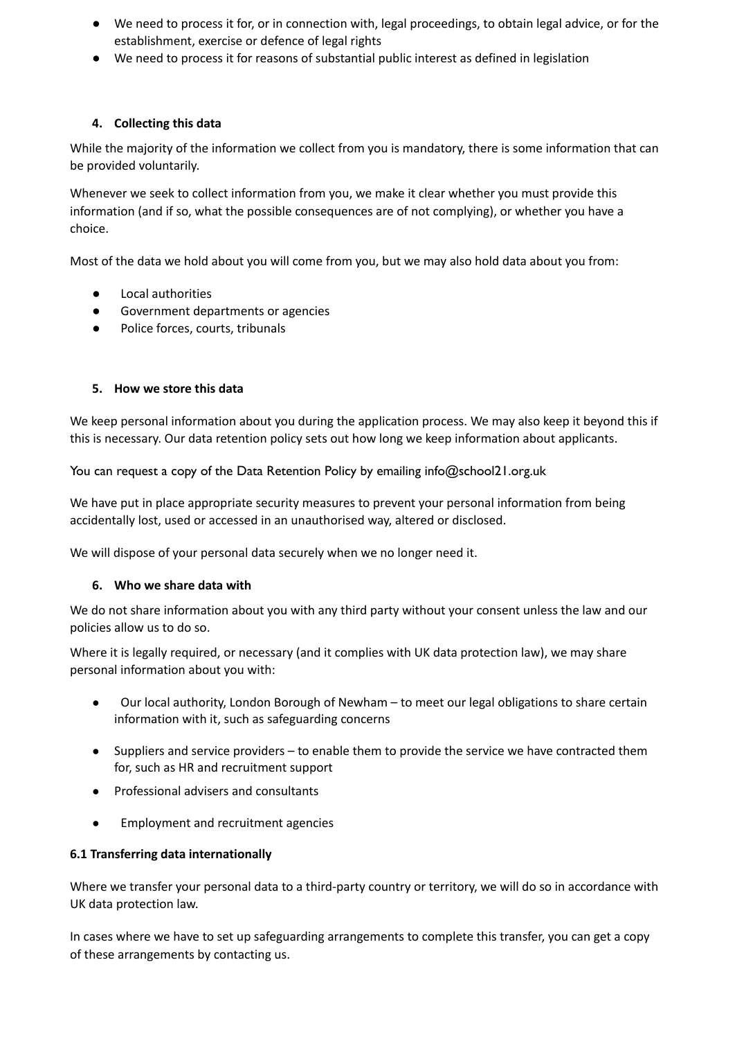- We need to process it for, or in connection with, legal proceedings, to obtain legal advice, or for the establishment, exercise or defence of legal rights
- We need to process it for reasons of substantial public interest as defined in legislation

### 4. Collecting this data

While the majority of the information we collect from you is mandatory, there is some information that can be provided voluntarily.

Whenever we seek to collect information from you, we make it clear whether you must provide this information (and if so, what the possible consequences are of not complying), or whether you have a choice.

Most of the data we hold about you will come from you, but we may also hold data about you from:

- Local authorities
- Government departments or agencies
- Police forces, courts, tribunals

### 5. How we store this data

We keep personal information about you during the application process. We may also keep it beyond this if this is necessary. Our data retention policy sets out how long we keep information about applicants.

You can request a copy of the Data Retention Policy by emailing info@school21.org.uk

We have put in place appropriate security measures to prevent your personal information from being accidentally lost, used or accessed in an unauthorised way, altered or disclosed.

We will dispose of your personal data securely when we no longer need it.

### 6. Who we share data with

We do not share information about you with any third party without your consent unless the law and our policies allow us to do so.

Where it is legally required, or necessary (and it complies with UK data protection law), we may share personal information about you with:

- Our local authority, London Borough of Newham – to meet our legal obligations to share certain information with it, such as safeguarding concerns
- Suppliers and service providers – to enable them to provide the service we have contracted them for, such as HR and recruitment support
- Professional advisers and consultants
- Employment and recruitment agencies

#### 6.1 Transferring data internationally

Where we transfer your personal data to a third-party country or territory, we will do so in accordance with UK data protection law.

In cases where we have to set up safeguarding arrangements to complete this transfer, you can get a copy of these arrangements by contacting us.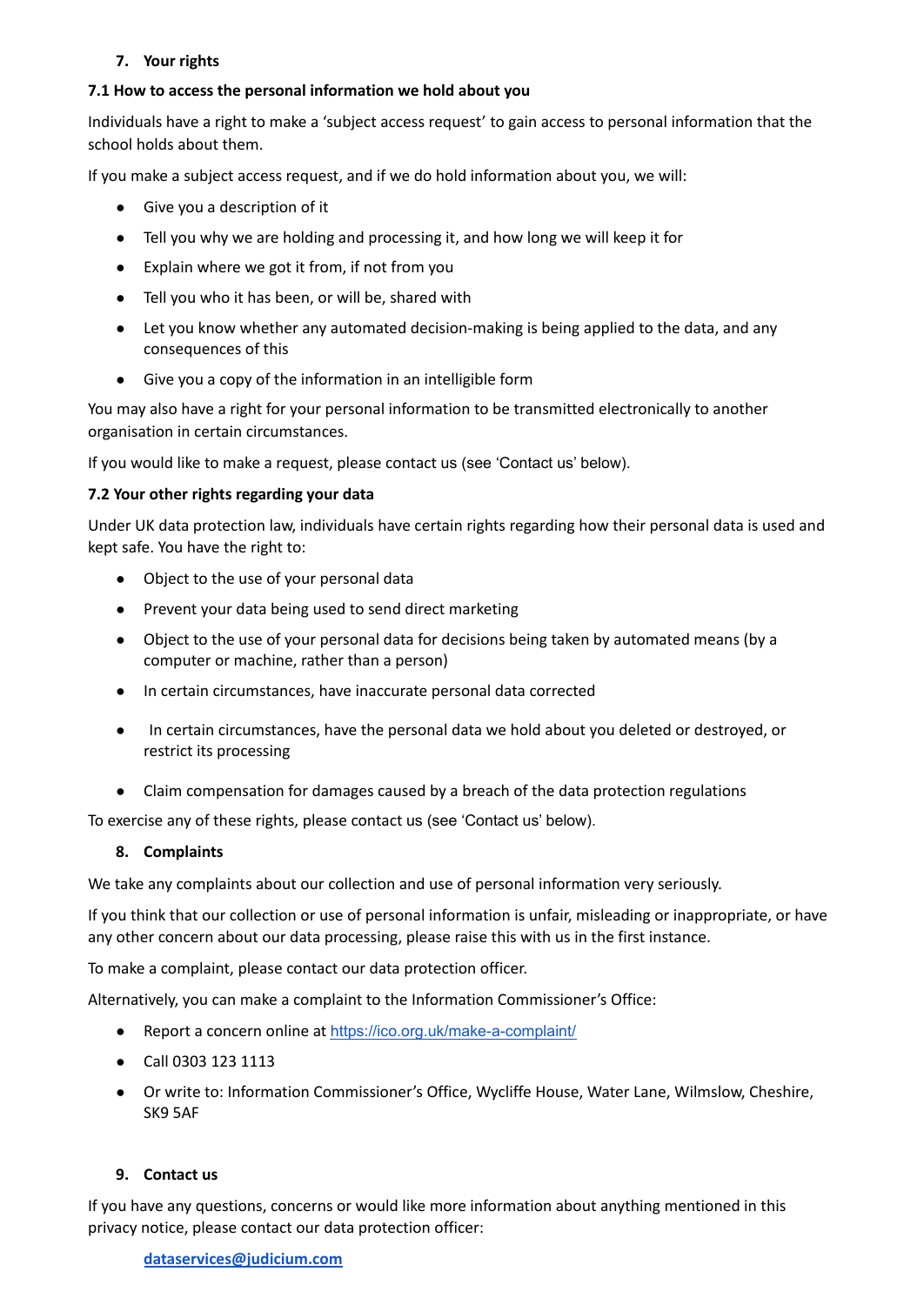## 7. Your rights

### 7.1 How to access the personal information we hold about you

Individuals have a right to make a 'subject access request' to gain access to personal information that the school holds about them.

If you make a subject access request, and if we do hold information about you, we will:

- Give you a description of it
- Tell you why we are holding and processing it, and how long we will keep it for
- Explain where we got it from, if not from you
- Tell you who it has been, or will be, shared with
- Let you know whether any automated decision-making is being applied to the data, and any consequences of this
- Give you a copy of the information in an intelligible form

You may also have a right for your personal information to be transmitted electronically to another organisation in certain circumstances.

If you would like to make a request, please contact us (see 'Contact us' below).

### 7.2 Your other rights regarding your data

Under UK data protection law, individuals have certain rights regarding how their personal data is used and kept safe. You have the right to:

- Object to the use of your personal data
- Prevent your data being used to send direct marketing
- Object to the use of your personal data for decisions being taken by automated means (by a computer or machine, rather than a person)
- In certain circumstances, have inaccurate personal data corrected
- In certain circumstances, have the personal data we hold about you deleted or destroyed, or restrict its processing
- Claim compensation for damages caused by a breach of the data protection regulations

To exercise any of these rights, please contact us (see 'Contact us' below).

## 8. Complaints

We take any complaints about our collection and use of personal information very seriously.

If you think that our collection or use of personal information is unfair, misleading or inappropriate, or have any other concern about our data processing, please raise this with us in the first instance.

To make a complaint, please contact our data protection officer.

Alternatively, you can make a complaint to the Information Commissioner's Office:

- Report a concern online at https://ico.org.uk/make-a-complaint/
- Call 0303 123 1113
- Or write to: Information Commissioner's Office, Wycliffe House, Water Lane, Wilmslow, Cheshire, SK9 5AF

## 9. Contact us

If you have any questions, concerns or would like more information about anything mentioned in this privacy notice, please contact our data protection officer:

**dataservices@judicium.com**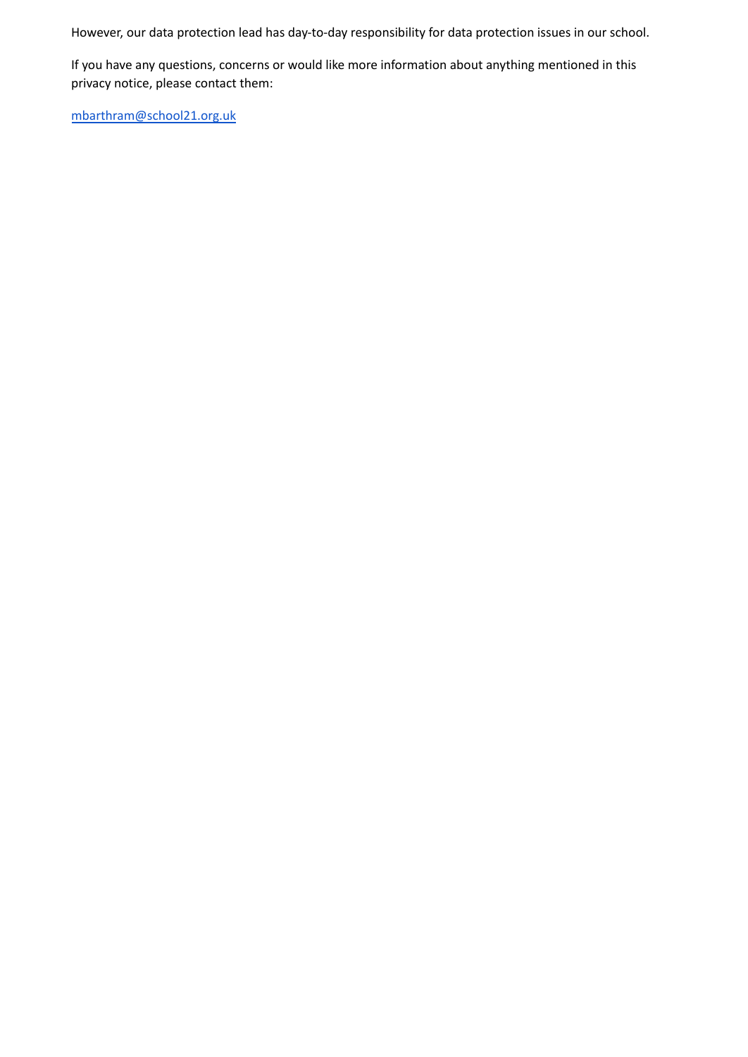However, our data protection lead has day-to-day responsibility for data protection issues in our school.

If you have any questions, concerns or would like more information about anything mentioned in this privacy notice, please contact them:

mbarthram@school21.org.uk